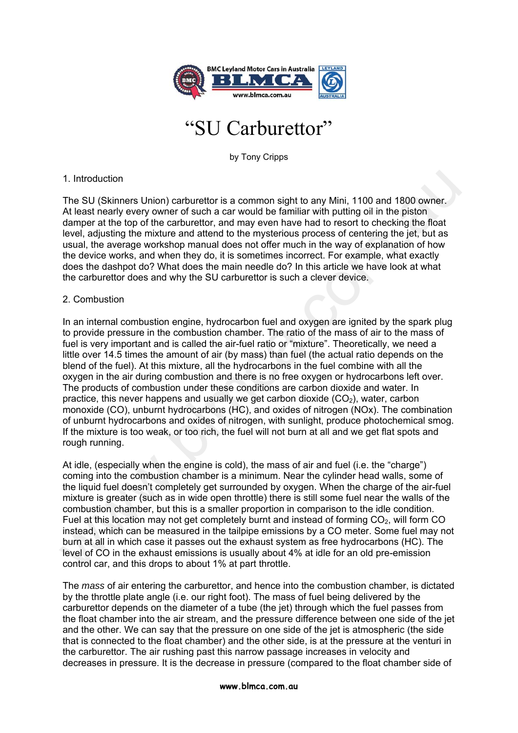# "SU Carburettor"

by Tony Cripps

## 1. Introduction

The SU (Skinners Union) carburettor is a common sight to any Mini, 1100 and 1800 owner. At least nearly every owner of such a car would be familiar with putting oil in the piston damper at the top of the carburettor, and may even have had to resort to checking the float level, adjusting the mixture and attend to the mysterious process of centering the jet, but as usual, the average workshop manual does not offer much in the way of explanation of how the device works, and when they do, it is sometimes incorrect. For example, what exactly does the dashpot do? What does the main needle do? In this article we have look at what the carburettor does and why the SU carburettor is such a clever device.

## 2. Combustion

In an internal combustion engine, hydrocarbon fuel and oxygen are ignited by the spark plug to provide pressure in the combustion chamber. The ratio of the mass of air to the mass of fuel is very important and is called the air-fuel ratio or "mixture". Theoretically, we need a little over 14.5 times the amount of air (by mass) than fuel (the actual ratio depends on the blend of the fuel). At this mixture, all the hydrocarbons in the fuel combine with all the oxygen in the air during combustion and there is no free oxygen or hydrocarbons left over. The products of combustion under these conditions are carbon dioxide and water. In practice, this never happens and usually we get carbon dioxide ($CO_2$), water, carbon monoxide (CO), unburnt hydrocarbons (HC), and oxides of nitrogen (NOx). The combination of unburnt hydrocarbons and oxides of nitrogen, with sunlight, produce photochemical smog. If the mixture is too weak, or too rich, the fuel will not burn at all and we get flat spots and rough running.

At idle, (especially when the engine is cold), the mass of air and fuel (i.e. the "charge") coming into the combustion chamber is a minimum. Near the cylinder head walls, some of the liquid fuel doesn't completely get surrounded by oxygen. When the charge of the air-fuel mixture is greater (such as in wide open throttle) there is still some fuel near the walls of the combustion chamber, but this is a smaller proportion in comparison to the idle condition. Fuel at this location may not get completely burnt and instead of forming $CO_2$, will form CO instead, which can be measured in the tailpipe emissions by a CO meter. Some fuel may not burn at all in which case it passes out the exhaust system as free hydrocarbons (HC). The level of CO in the exhaust emissions is usually about 4% at idle for an old pre-emission control car, and this drops to about 1% at part throttle.

The *mass* of air entering the carburettor, and hence into the combustion chamber, is dictated by the throttle plate angle (i.e. our right foot). The mass of fuel being delivered by the carburettor depends on the diameter of a tube (the jet) through which the fuel passes from the float chamber into the air stream, and the pressure difference between one side of the jet and the other. We can say that the pressure on one side of the jet is atmospheric (the side that is connected to the float chamber) and the other side, is at the pressure at the venturi in the carburettor. The air rushing past this narrow passage increases in velocity and decreases in pressure. It is the decrease in pressure (compared to the float chamber side of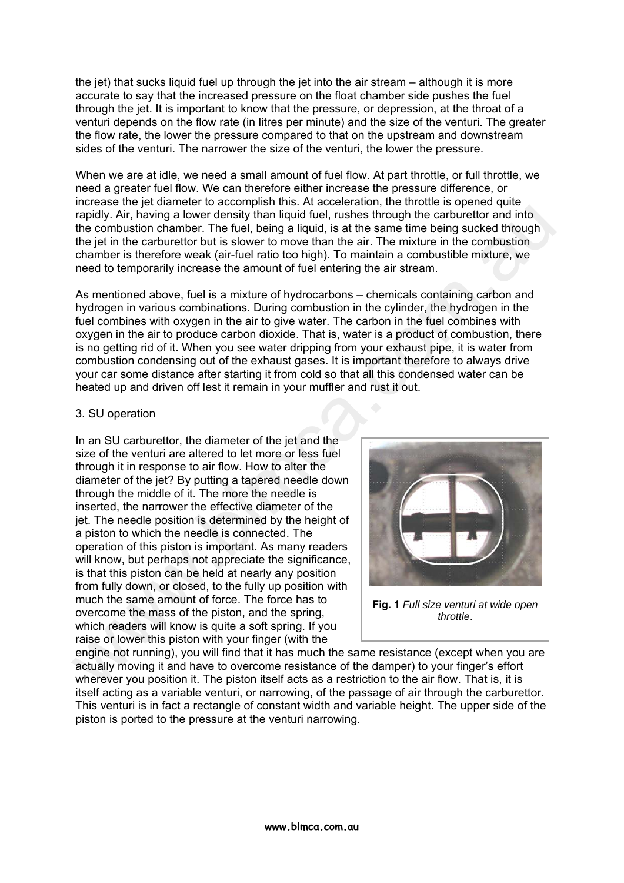the jet) that sucks liquid fuel up through the jet into the air stream – although it is more accurate to say that the increased pressure on the float chamber side pushes the fuel through the jet. It is important to know that the pressure, or depression, at the throat of a venturi depends on the flow rate (in litres per minute) and the size of the venturi. The greater the flow rate, the lower the pressure compared to that on the upstream and downstream sides of the venturi. The narrower the size of the venturi, the lower the pressure.

When we are at idle, we need a small amount of fuel flow. At part throttle, or full throttle, we need a greater fuel flow. We can therefore either increase the pressure difference, or increase the jet diameter to accomplish this. At acceleration, the throttle is opened quite rapidly. Air, having a lower density than liquid fuel, rushes through the carburettor and into the combustion chamber. The fuel, being a liquid, is at the same time being sucked through the jet in the carburettor but is slower to move than the air. The mixture in the combustion chamber is therefore weak (air-fuel ratio too high). To maintain a combustible mixture, we need to temporarily increase the amount of fuel entering the air stream.

As mentioned above, fuel is a mixture of hydrocarbons – chemicals containing carbon and hydrogen in various combinations. During combustion in the cylinder, the hydrogen in the fuel combines with oxygen in the air to give water. The carbon in the fuel combines with oxygen in the air to produce carbon dioxide. That is, water is a product of combustion, there is no getting rid of it. When you see water dripping from your exhaust pipe, it is water from combustion condensing out of the exhaust gases. It is important therefore to always drive your car some distance after starting it from cold so that all this condensed water can be heated up and driven off lest it remain in your muffler and rust it out.

3. SU operation

In an SU carburettor, the diameter of the jet and the size of the venturi are altered to let more or less fuel through it in response to air flow. How to alter the diameter of the jet? By putting a tapered needle down through the middle of it. The more the needle is inserted, the narrower the effective diameter of the jet. The needle position is determined by the height of a piston to which the needle is connected. The operation of this piston is important. As many readers will know, but perhaps not appreciate the significance, is that this piston can be held at nearly any position from fully down, or closed, to the fully up position with much the same amount of force. The force has to overcome the mass of the piston, and the spring, which readers will know is quite a soft spring. If you raise or lower this piston with your finger (with the engine not running), you will find that it has much the same resistance (except when you are actually moving it and have to overcome resistance of the damper) to your finger's effort wherever you position it. The piston itself acts as a restriction to the air flow. That is, it is itself acting as a variable venturi, or narrowing, of the passage of air through the carburettor. This venturi is in fact a rectangle of constant width and variable height. The upper side of the piston is ported to the pressure at the venturi narrowing.

**Fig. 1** *Full size venturi at wide open throttle*.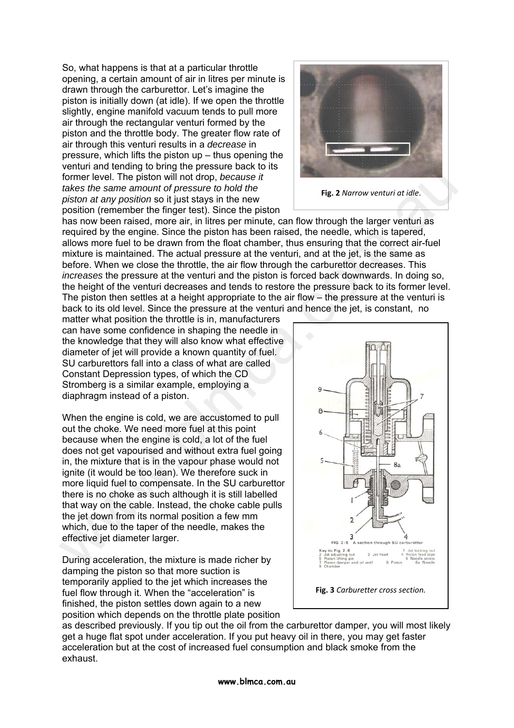So, what happens is that at a particular throttle opening, a certain amount of air in litres per minute is drawn through the carburettor. Let's imagine the piston is initially down (at idle). If we open the throttle slightly, engine manifold vacuum tends to pull more air through the rectangular venturi formed by the piston and the throttle body. The greater flow rate of air through this venturi results in a *decrease* in pressure, which lifts the piston up – thus opening the venturi and tending to bring the pressure back to its former level. The piston will not drop, *because it takes the same amount of pressure to hold the piston at any position* so it just stays in the new position (remember the finger test). Since the piston has now been raised, more air, in litres per minute, can flow through the larger venturi as required by the engine. Since the piston has been raised, the needle, which is tapered, allows more fuel to be drawn from the float chamber, thus ensuring that the correct air-fuel mixture is maintained. The actual pressure at the venturi, and at the jet, is the same as before. When we close the throttle, the air flow through the carburettor decreases. This *increases* the pressure at the venturi and the piston is forced back downwards. In doing so, the height of the venturi decreases and tends to restore the pressure back to its former level. The piston then settles at a height appropriate to the air flow – the pressure at the venturi is back to its old level. Since the pressure at the venturi and hence the jet, is constant, no matter what position the throttle is in, manufacturers can have some confidence in shaping the needle in the knowledge that they will also know what effective diameter of jet will provide a known quantity of fuel. SU carburettors fall into a class of what are called Constant Depression types, of which the CD Stromberg is a similar example, employing a diaphragm instead of a piston.

**Fig. 2** *Narrow venturi at idle.*

When the engine is cold, we are accustomed to pull out the choke. We need more fuel at this point because when the engine is cold, a lot of the fuel does not get vapourised and without extra fuel going in, the mixture that is in the vapour phase would not ignite (it would be too lean). We therefore suck in more liquid fuel to compensate. In the SU carburettor there is no choke as such although it is still labelled that way on the cable. Instead, the choke cable pulls the jet down from its normal position a few mm which, due to the taper of the needle, makes the effective jet diameter larger.

During acceleration, the mixture is made richer by damping the piston so that more suction is temporarily applied to the jet which increases the fuel flow through it. When the "acceleration" is finished, the piston settles down again to a new position which depends on the throttle plate position as described previously. If you tip out the oil from the carburettor damper, you will most likely get a huge flat spot under acceleration. If you put heavy oil in there, you may get faster acceleration but at the cost of increased fuel consumption and black smoke from the exhaust.

FIG 2:6 A section through SU carburetter

Key to Fig 2:6
1 Jet locking nut
2 Jet adjusting nut
3 Jet head
4 Nylon feed pipe
5 Piston lifting pin
6 Needle screw
7 Piston damper and oil well
8 Piston
8a Needle
9 Chamber

**Fig. 3** *Carburetter cross section.*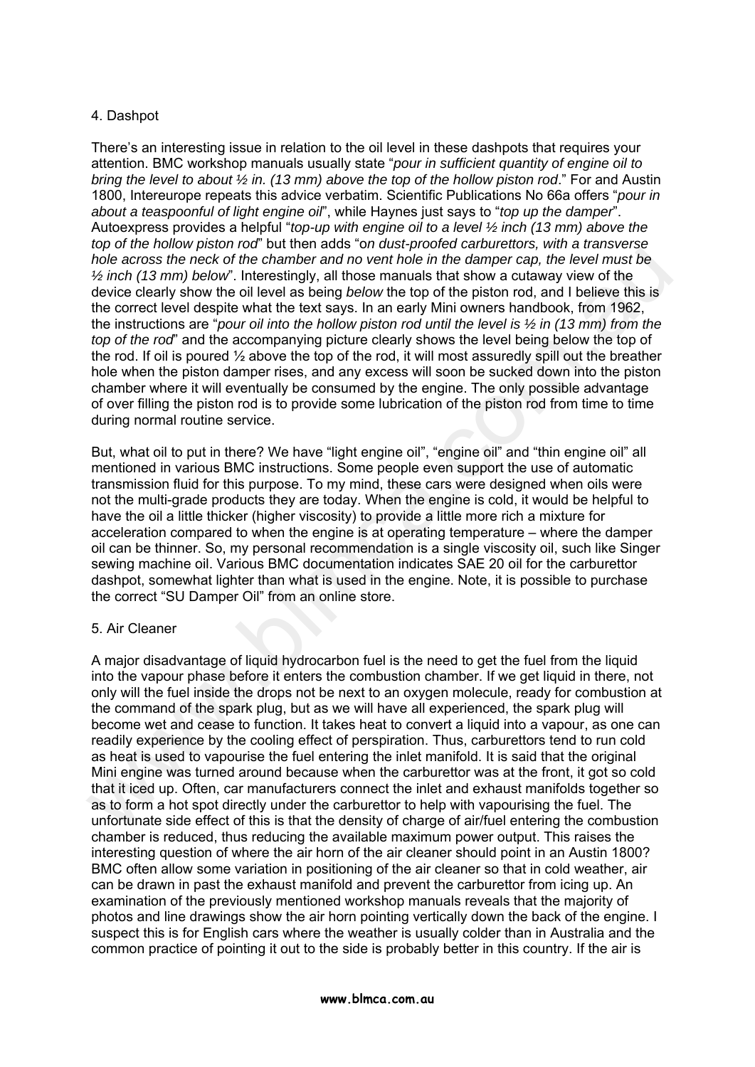4. Dashpot

There's an interesting issue in relation to the oil level in these dashpots that requires your attention. BMC workshop manuals usually state "*pour in sufficient quantity of engine oil to bring the level to about ½ in. (13 mm) above the top of the hollow piston rod*." For and Austin 1800, Intereurope repeats this advice verbatim. Scientific Publications No 66a offers "*pour in about a teaspoonful of light engine oil*", while Haynes just says to "*top up the damper*". Autoexpress provides a helpful "*top-up with engine oil to a level ½ inch (13 mm) above the top of the hollow piston rod*" but then adds "o*n dust-proofed carburettors, with a transverse hole across the neck of the chamber and no vent hole in the damper cap, the level must be ½ inch (13 mm) below*". Interestingly, all those manuals that show a cutaway view of the device clearly show the oil level as being *below* the top of the piston rod, and I believe this is the correct level despite what the text says. In an early Mini owners handbook, from 1962, the instructions are "*pour oil into the hollow piston rod until the level is ½ in (13 mm) from the top of the rod*" and the accompanying picture clearly shows the level being below the top of the rod. If oil is poured ½ above the top of the rod, it will most assuredly spill out the breather hole when the piston damper rises, and any excess will soon be sucked down into the piston chamber where it will eventually be consumed by the engine. The only possible advantage of over filling the piston rod is to provide some lubrication of the piston rod from time to time during normal routine service.

But, what oil to put in there? We have "light engine oil", "engine oil" and "thin engine oil" all mentioned in various BMC instructions. Some people even support the use of automatic transmission fluid for this purpose. To my mind, these cars were designed when oils were not the multi-grade products they are today. When the engine is cold, it would be helpful to have the oil a little thicker (higher viscosity) to provide a little more rich a mixture for acceleration compared to when the engine is at operating temperature – where the damper oil can be thinner. So, my personal recommendation is a single viscosity oil, such like Singer sewing machine oil. Various BMC documentation indicates SAE 20 oil for the carburettor dashpot, somewhat lighter than what is used in the engine. Note, it is possible to purchase the correct "SU Damper Oil" from an online store.

5. Air Cleaner

A major disadvantage of liquid hydrocarbon fuel is the need to get the fuel from the liquid into the vapour phase before it enters the combustion chamber. If we get liquid in there, not only will the fuel inside the drops not be next to an oxygen molecule, ready for combustion at the command of the spark plug, but as we will have all experienced, the spark plug will become wet and cease to function. It takes heat to convert a liquid into a vapour, as one can readily experience by the cooling effect of perspiration. Thus, carburettors tend to run cold as heat is used to vapourise the fuel entering the inlet manifold. It is said that the original Mini engine was turned around because when the carburettor was at the front, it got so cold that it iced up. Often, car manufacturers connect the inlet and exhaust manifolds together so as to form a hot spot directly under the carburettor to help with vapourising the fuel. The unfortunate side effect of this is that the density of charge of air/fuel entering the combustion chamber is reduced, thus reducing the available maximum power output. This raises the interesting question of where the air horn of the air cleaner should point in an Austin 1800? BMC often allow some variation in positioning of the air cleaner so that in cold weather, air can be drawn in past the exhaust manifold and prevent the carburettor from icing up. An examination of the previously mentioned workshop manuals reveals that the majority of photos and line drawings show the air horn pointing vertically down the back of the engine. I suspect this is for English cars where the weather is usually colder than in Australia and the common practice of pointing it out to the side is probably better in this country. If the air is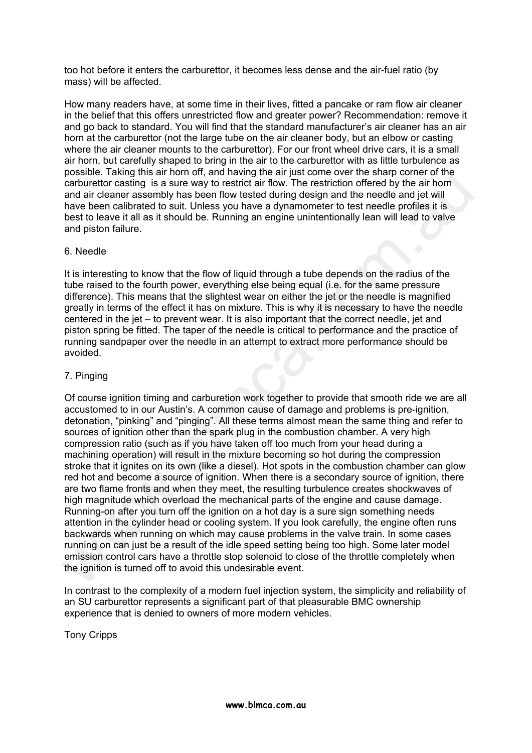too hot before it enters the carburettor, it becomes less dense and the air-fuel ratio (by mass) will be affected.

How many readers have, at some time in their lives, fitted a pancake or ram flow air cleaner in the belief that this offers unrestricted flow and greater power? Recommendation: remove it and go back to standard. You will find that the standard manufacturer's air cleaner has an air horn at the carburettor (not the large tube on the air cleaner body, but an elbow or casting where the air cleaner mounts to the carburettor). For our front wheel drive cars, it is a small air horn, but carefully shaped to bring in the air to the carburettor with as little turbulence as possible. Taking this air horn off, and having the air just come over the sharp corner of the carburettor casting is a sure way to restrict air flow. The restriction offered by the air horn and air cleaner assembly has been flow tested during design and the needle and jet will have been calibrated to suit. Unless you have a dynamometer to test needle profiles it is best to leave it all as it should be. Running an engine unintentionally lean will lead to valve and piston failure.

6. Needle

It is interesting to know that the flow of liquid through a tube depends on the radius of the tube raised to the fourth power, everything else being equal (i.e. for the same pressure difference). This means that the slightest wear on either the jet or the needle is magnified greatly in terms of the effect it has on mixture. This is why it is necessary to have the needle centered in the jet – to prevent wear. It is also important that the correct needle, jet and piston spring be fitted. The taper of the needle is critical to performance and the practice of running sandpaper over the needle in an attempt to extract more performance should be avoided.

7. Pinging

Of course ignition timing and carburetion work together to provide that smooth ride we are all accustomed to in our Austin's. A common cause of damage and problems is pre-ignition, detonation, "pinking" and "pinging". All these terms almost mean the same thing and refer to sources of ignition other than the spark plug in the combustion chamber. A very high compression ratio (such as if you have taken off too much from your head during a machining operation) will result in the mixture becoming so hot during the compression stroke that it ignites on its own (like a diesel). Hot spots in the combustion chamber can glow red hot and become a source of ignition. When there is a secondary source of ignition, there are two flame fronts and when they meet, the resulting turbulence creates shockwaves of high magnitude which overload the mechanical parts of the engine and cause damage. Running-on after you turn off the ignition on a hot day is a sure sign something needs attention in the cylinder head or cooling system. If you look carefully, the engine often runs backwards when running on which may cause problems in the valve train. In some cases running on can just be a result of the idle speed setting being too high. Some later model emission control cars have a throttle stop solenoid to close of the throttle completely when the ignition is turned off to avoid this undesirable event.

In contrast to the complexity of a modern fuel injection system, the simplicity and reliability of an SU carburettor represents a significant part of that pleasurable BMC ownership experience that is denied to owners of more modern vehicles.

Tony Cripps